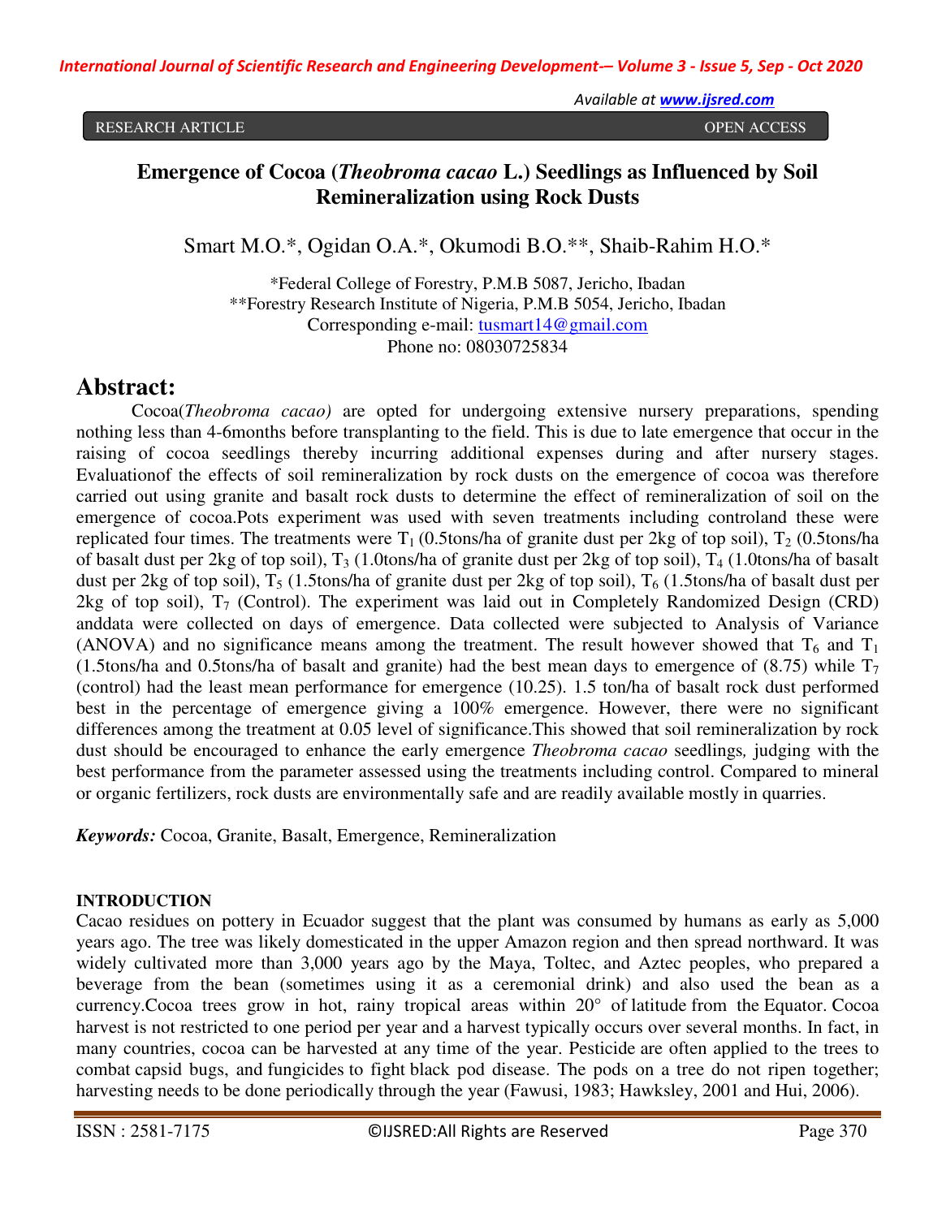RESEARCH ARTICLE OPEN ACCESS

# Emergence of Cocoa (*Theobroma cacao* L.) Seedlings as Influenced by Soil Remineralization using Rock Dusts

Smart M.O.\*, Ogidan O.A.\*, Okumodi B.O.\*\*, Shaib-Rahim H.O.\*

\*Federal College of Forestry, P.M.B 5087, Jericho, Ibadan
\*\*Forestry Research Institute of Nigeria, P.M.B 5054, Jericho, Ibadan
Corresponding e-mail: tusmart14@gmail.com
Phone no: 08030725834

## Abstract:

Cocoa(*Theobroma cacao)* are opted for undergoing extensive nursery preparations, spending nothing less than 4-6months before transplanting to the field. This is due to late emergence that occur in the raising of cocoa seedlings thereby incurring additional expenses during and after nursery stages. Evaluationof the effects of soil remineralization by rock dusts on the emergence of cocoa was therefore carried out using granite and basalt rock dusts to determine the effect of remineralization of soil on the emergence of cocoa.Pots experiment was used with seven treatments including controland these were replicated four times. The treatments were $T_1$ (0.5tons/ha of granite dust per 2kg of top soil), $T_2$ (0.5tons/ha of basalt dust per 2kg of top soil), $T_3$ (1.0tons/ha of granite dust per 2kg of top soil), $T_4$ (1.0tons/ha of basalt dust per 2kg of top soil), $T_5$ (1.5tons/ha of granite dust per 2kg of top soil), $T_6$ (1.5tons/ha of basalt dust per 2kg of top soil), $T_7$ (Control). The experiment was laid out in Completely Randomized Design (CRD) anddata were collected on days of emergence. Data collected were subjected to Analysis of Variance (ANOVA) and no significance means among the treatment. The result however showed that $T_6$ and $T_1$ (1.5tons/ha and 0.5tons/ha of basalt and granite) had the best mean days to emergence of (8.75) while $T_7$ (control) had the least mean performance for emergence (10.25). 1.5 ton/ha of basalt rock dust performed best in the percentage of emergence giving a 100% emergence. However, there were no significant differences among the treatment at 0.05 level of significance.This showed that soil remineralization by rock dust should be encouraged to enhance the early emergence *Theobroma cacao* seedlings*,* judging with the best performance from the parameter assessed using the treatments including control. Compared to mineral or organic fertilizers, rock dusts are environmentally safe and are readily available mostly in quarries.

***Keywords:*** Cocoa, Granite, Basalt, Emergence, Remineralization

## INTRODUCTION

Cacao residues on pottery in Ecuador suggest that the plant was consumed by humans as early as 5,000 years ago. The tree was likely domesticated in the upper Amazon region and then spread northward. It was widely cultivated more than 3,000 years ago by the Maya, Toltec, and Aztec peoples, who prepared a beverage from the bean (sometimes using it as a ceremonial drink) and also used the bean as a currency.Cocoa trees grow in hot, rainy tropical areas within 20° of latitude from the Equator. Cocoa harvest is not restricted to one period per year and a harvest typically occurs over several months. In fact, in many countries, cocoa can be harvested at any time of the year. Pesticide are often applied to the trees to combat capsid bugs, and fungicides to fight black pod disease. The pods on a tree do not ripen together; harvesting needs to be done periodically through the year (Fawusi, 1983; Hawksley, 2001 and Hui, 2006).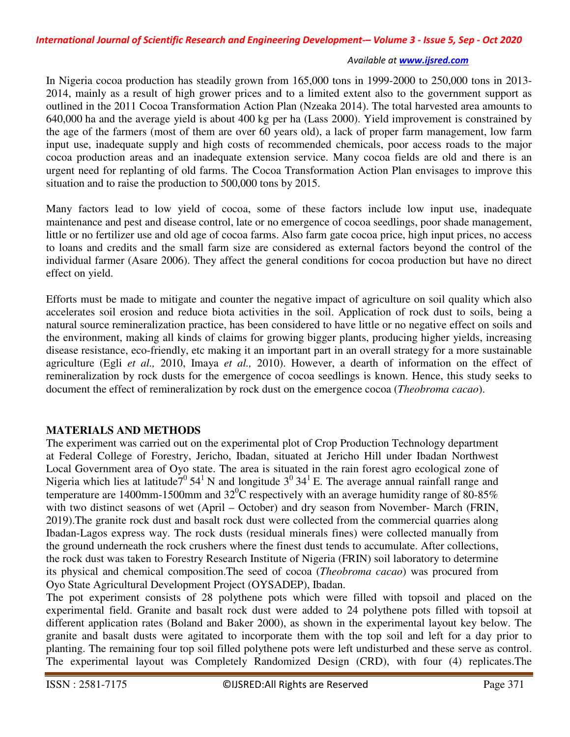In Nigeria cocoa production has steadily grown from 165,000 tons in 1999-2000 to 250,000 tons in 2013-2014, mainly as a result of high grower prices and to a limited extent also to the government support as outlined in the 2011 Cocoa Transformation Action Plan (Nzeaka 2014). The total harvested area amounts to 640,000 ha and the average yield is about 400 kg per ha (Lass 2000). Yield improvement is constrained by the age of the farmers (most of them are over 60 years old), a lack of proper farm management, low farm input use, inadequate supply and high costs of recommended chemicals, poor access roads to the major cocoa production areas and an inadequate extension service. Many cocoa fields are old and there is an urgent need for replanting of old farms. The Cocoa Transformation Action Plan envisages to improve this situation and to raise the production to 500,000 tons by 2015.

Many factors lead to low yield of cocoa, some of these factors include low input use, inadequate maintenance and pest and disease control, late or no emergence of cocoa seedlings, poor shade management, little or no fertilizer use and old age of cocoa farms. Also farm gate cocoa price, high input prices, no access to loans and credits and the small farm size are considered as external factors beyond the control of the individual farmer (Asare 2006). They affect the general conditions for cocoa production but have no direct effect on yield.

Efforts must be made to mitigate and counter the negative impact of agriculture on soil quality which also accelerates soil erosion and reduce biota activities in the soil. Application of rock dust to soils, being a natural source remineralization practice, has been considered to have little or no negative effect on soils and the environment, making all kinds of claims for growing bigger plants, producing higher yields, increasing disease resistance, eco-friendly, etc making it an important part in an overall strategy for a more sustainable agriculture (Egli *et al.,* 2010, Imaya *et al.,* 2010). However, a dearth of information on the effect of remineralization by rock dusts for the emergence of cocoa seedlings is known. Hence, this study seeks to document the effect of remineralization by rock dust on the emergence cocoa (*Theobroma cacao*).

## MATERIALS AND METHODS

The experiment was carried out on the experimental plot of Crop Production Technology department at Federal College of Forestry, Jericho, Ibadan, situated at Jericho Hill under Ibadan Northwest Local Government area of Oyo state. The area is situated in the rain forest agro ecological zone of Nigeria which lies at latitude $7^0$ $54^1$ N and longitude $3^0$ $34^1$ E. The average annual rainfall range and temperature are 1400mm-1500mm and $32^0$C respectively with an average humidity range of 80-85% with two distinct seasons of wet (April – October) and dry season from November- March (FRIN, 2019).The granite rock dust and basalt rock dust were collected from the commercial quarries along Ibadan-Lagos express way. The rock dusts (residual minerals fines) were collected manually from the ground underneath the rock crushers where the finest dust tends to accumulate. After collections, the rock dust was taken to Forestry Research Institute of Nigeria (FRIN) soil laboratory to determine its physical and chemical composition.The seed of cocoa (*Theobroma cacao*) was procured from Oyo State Agricultural Development Project (OYSADEP), Ibadan.

The pot experiment consists of 28 polythene pots which were filled with topsoil and placed on the experimental field. Granite and basalt rock dust were added to 24 polythene pots filled with topsoil at different application rates (Boland and Baker 2000), as shown in the experimental layout key below. The granite and basalt dusts were agitated to incorporate them with the top soil and left for a day prior to planting. The remaining four top soil filled polythene pots were left undisturbed and these serve as control. The experimental layout was Completely Randomized Design (CRD), with four (4) replicates.The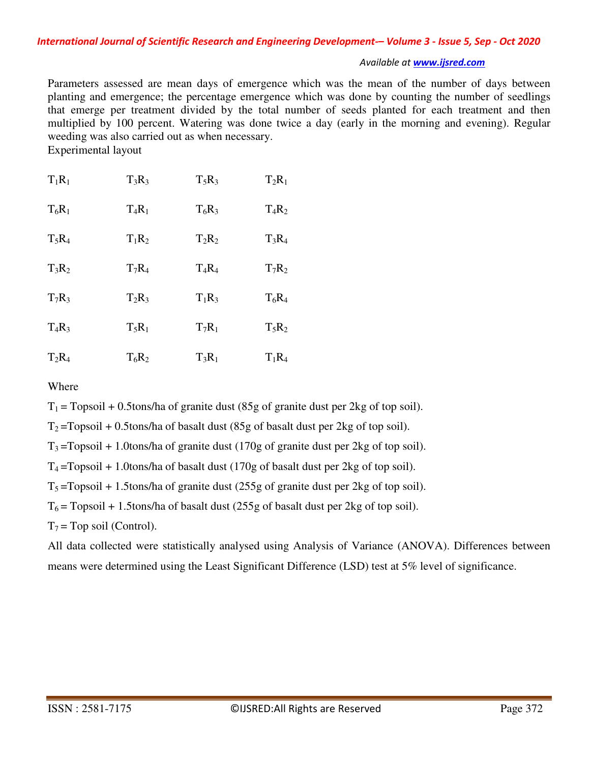Parameters assessed are mean days of emergence which was the mean of the number of days between planting and emergence; the percentage emergence which was done by counting the number of seedlings that emerge per treatment divided by the total number of seeds planted for each treatment and then multiplied by 100 percent. Watering was done twice a day (early in the morning and evening). Regular weeding was also carried out as when necessary.

Experimental layout

| | | | |
|---|---|---|---|
| $T_1R_1$ | $T_3R_3$ | $T_5R_3$ | $T_2R_1$ |
| $T_6R_1$ | $T_4R_1$ | $T_6R_3$ | $T_4R_2$ |
| $T_5R_4$ | $T_1R_2$ | $T_2R_2$ | $T_3R_4$ |
| $T_3R_2$ | $T_7R_4$ | $T_4R_4$ | $T_7R_2$ |
| $T_7R_3$ | $T_2R_3$ | $T_1R_3$ | $T_6R_4$ |
| $T_4R_3$ | $T_5R_1$ | $T_7R_1$ | $T_5R_2$ |
| $T_2R_4$ | $T_6R_2$ | $T_3R_1$ | $T_1R_4$ |

Where

$T_1$ = Topsoil + 0.5tons/ha of granite dust (85g of granite dust per 2kg of top soil).

$T_2$ =Topsoil + 0.5tons/ha of basalt dust (85g of basalt dust per 2kg of top soil).

$T_3$ =Topsoil + 1.0tons/ha of granite dust (170g of granite dust per 2kg of top soil).

$T_4$ =Topsoil + 1.0tons/ha of basalt dust (170g of basalt dust per 2kg of top soil).

$T_5$ =Topsoil + 1.5tons/ha of granite dust (255g of granite dust per 2kg of top soil).

$T_6$ = Topsoil + 1.5tons/ha of basalt dust (255g of basalt dust per 2kg of top soil).

$T_7$ = Top soil (Control).

All data collected were statistically analysed using Analysis of Variance (ANOVA). Differences between means were determined using the Least Significant Difference (LSD) test at 5% level of significance.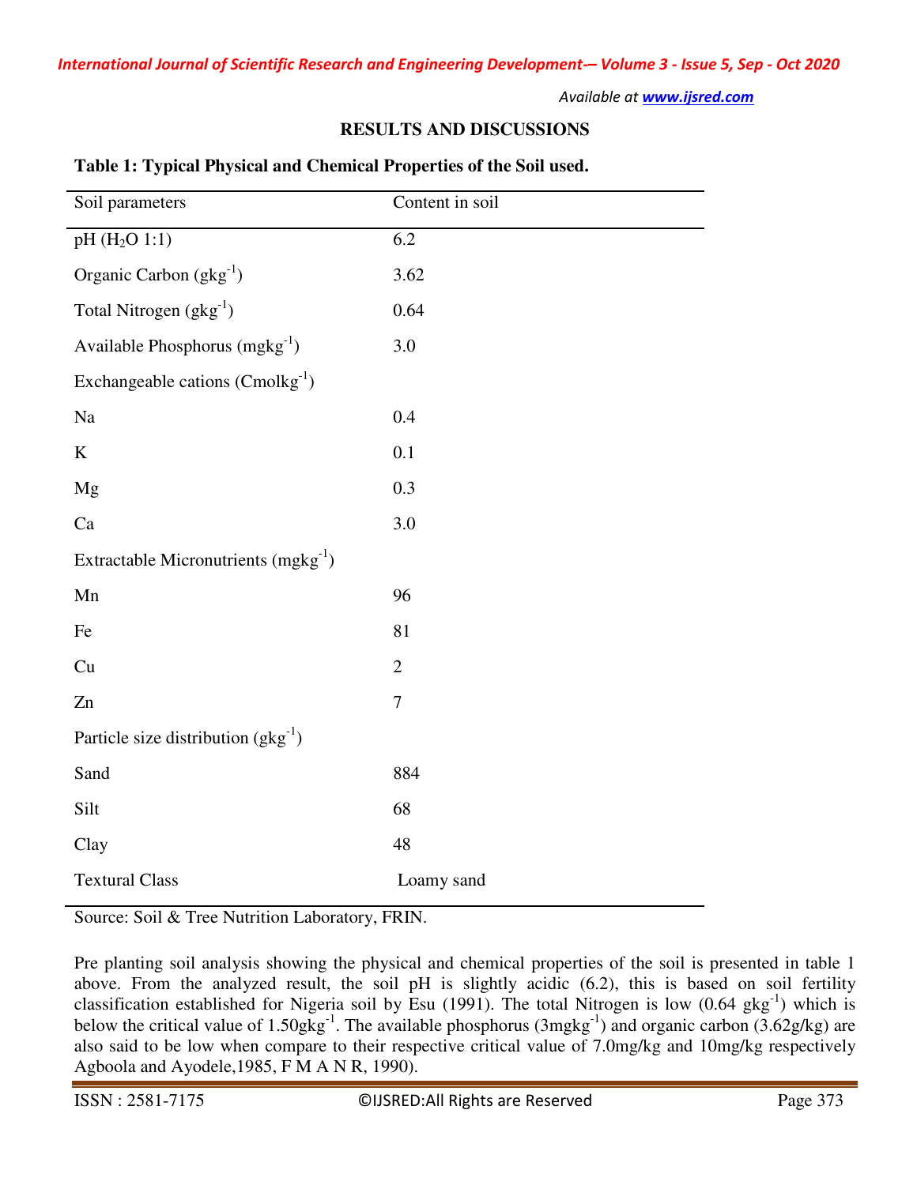## RESULTS AND DISCUSSIONS

**Table 1: Typical Physical and Chemical Properties of the Soil used.**

| Soil parameters | Content in soil |
|---|---|
| pH ($H_2O$ 1:1) | 6.2 |
| Organic Carbon ($gkg^{-1}$) | 3.62 |
| Total Nitrogen ($gkg^{-1}$) | 0.64 |
| Available Phosphorus ($mgkg^{-1}$) | 3.0 |
| Exchangeable cations ($Cmolkg^{-1}$) | |
| Na | 0.4 |
| K | 0.1 |
| Mg | 0.3 |
| Ca | 3.0 |
| Extractable Micronutrients ($mgkg^{-1}$) | |
| Mn | 96 |
| Fe | 81 |
| Cu | 2 |
| Zn | 7 |
| Particle size distribution ($gkg^{-1}$) | |
| Sand | 884 |
| Silt | 68 |
| Clay | 48 |
| Textural Class | Loamy sand |

Source: Soil & Tree Nutrition Laboratory, FRIN.

Pre planting soil analysis showing the physical and chemical properties of the soil is presented in table 1 above. From the analyzed result, the soil pH is slightly acidic (6.2), this is based on soil fertility classification established for Nigeria soil by Esu (1991). The total Nitrogen is low (0.64 $gkg^{-1}$) which is below the critical value of 1.50$gkg^{-1}$. The available phosphorus (3$mgkg^{-1}$) and organic carbon (3.62g/kg) are also said to be low when compare to their respective critical value of 7.0mg/kg and 10mg/kg respectively Agboola and Ayodele,1985, F M A N R, 1990).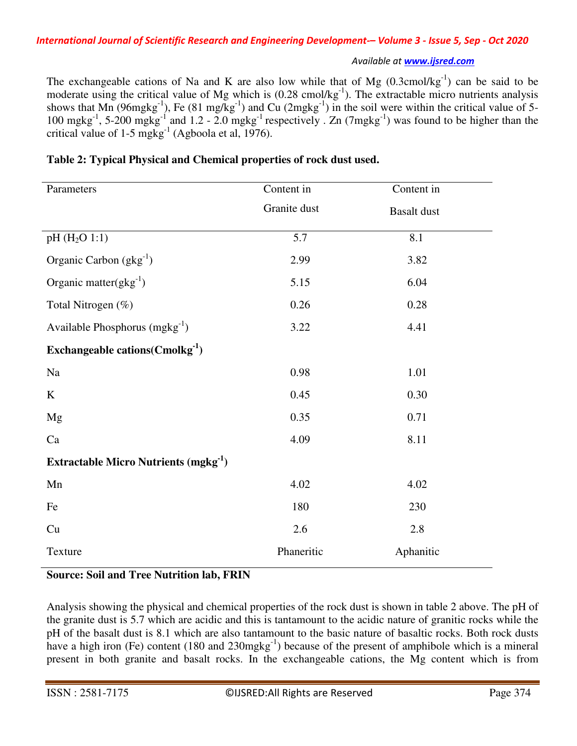The exchangeable cations of Na and K are also low while that of Mg (0.3cmol/kg$^{-1}$) can be said to be moderate using the critical value of Mg which is (0.28 cmol/kg$^{-1}$). The extractable micro nutrients analysis shows that Mn (96mgkg$^{-1}$), Fe (81 mg/kg$^{-1}$) and Cu (2mgkg$^{-1}$) in the soil were within the critical value of 5-100 mgkg$^{-1}$, 5-200 mgkg$^{-1}$ and 1.2 - 2.0 mgkg$^{-1}$ respectively . Zn (7mgkg$^{-1}$) was found to be higher than the critical value of 1-5 mgkg$^{-1}$ (Agboola et al, 1976).

**Table 2: Typical Physical and Chemical properties of rock dust used.**

| Parameters | Content in Granite dust | Content in Basalt dust |
|---|---|---|
| pH ($H_2O$ 1:1) | 5.7 | 8.1 |
| Organic Carbon (gkg$^{-1}$) | 2.99 | 3.82 |
| Organic matter(gkg$^{-1}$) | 5.15 | 6.04 |
| Total Nitrogen (%) | 0.26 | 0.28 |
| Available Phosphorus (mgkg$^{-1}$) | 3.22 | 4.41 |
| **Exchangeable cations(Cmolkg$^{-1}$)** | | |
| Na | 0.98 | 1.01 |
| K | 0.45 | 0.30 |
| Mg | 0.35 | 0.71 |
| Ca | 4.09 | 8.11 |
| **Extractable Micro Nutrients (mgkg$^{-1}$)** | | |
| Mn | 4.02 | 4.02 |
| Fe | 180 | 230 |
| Cu | 2.6 | 2.8 |
| Texture | Phaneritic | Aphanitic |

**Source: Soil and Tree Nutrition lab, FRIN**

Analysis showing the physical and chemical properties of the rock dust is shown in table 2 above. The pH of the granite dust is 5.7 which are acidic and this is tantamount to the acidic nature of granitic rocks while the pH of the basalt dust is 8.1 which are also tantamount to the basic nature of basaltic rocks. Both rock dusts have a high iron (Fe) content (180 and 230mgkg$^{-1}$) because of the present of amphibole which is a mineral present in both granite and basalt rocks. In the exchangeable cations, the Mg content which is from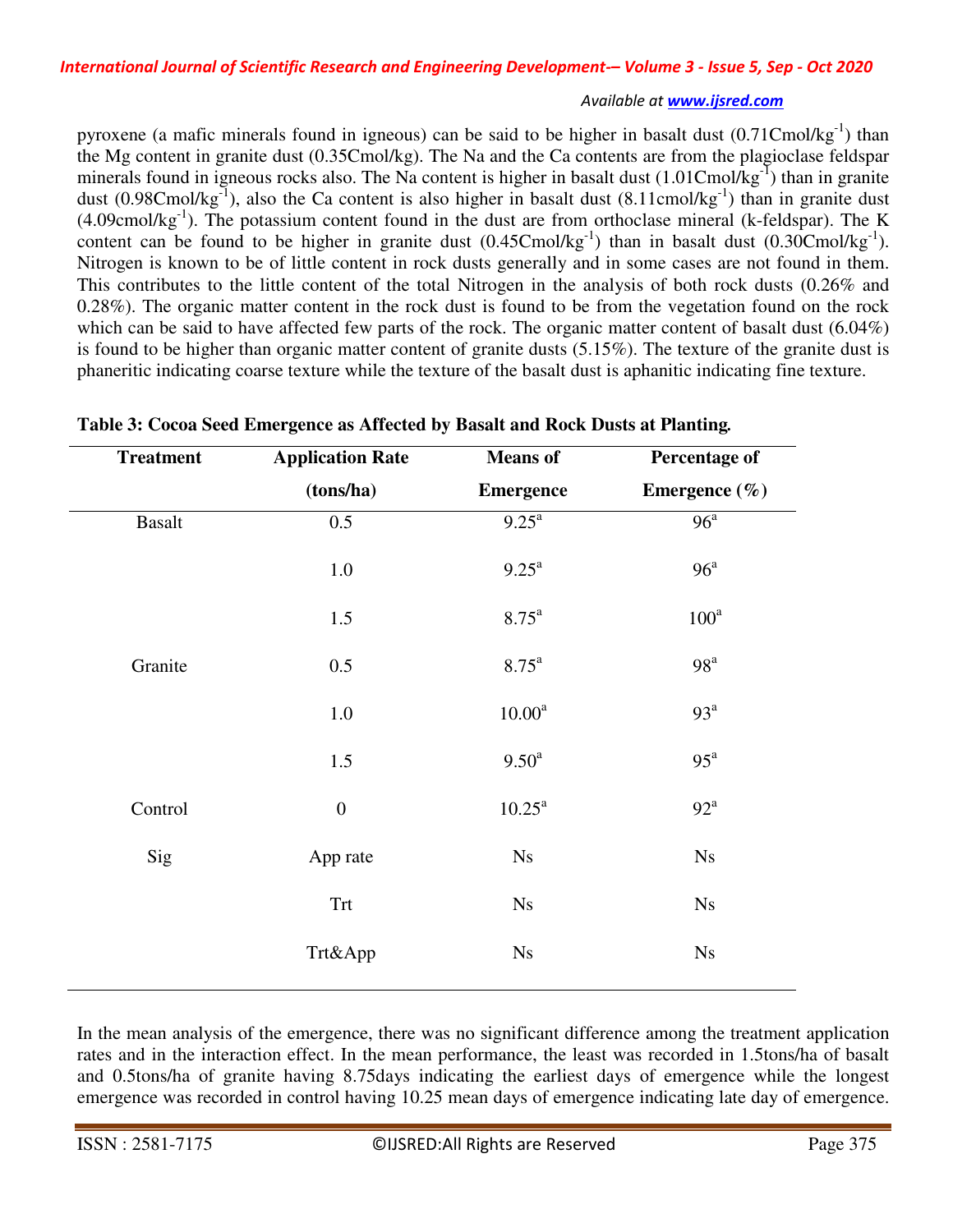pyroxene (a mafic minerals found in igneous) can be said to be higher in basalt dust (0.71Cmol/kg$^{-1}$) than the Mg content in granite dust (0.35Cmol/kg). The Na and the Ca contents are from the plagioclase feldspar minerals found in igneous rocks also. The Na content is higher in basalt dust (1.01Cmol/kg$^{-1}$) than in granite dust (0.98Cmol/kg$^{-1}$), also the Ca content is also higher in basalt dust (8.11cmol/kg$^{-1}$) than in granite dust (4.09cmol/kg$^{-1}$). The potassium content found in the dust are from orthoclase mineral (k-feldspar). The K content can be found to be higher in granite dust (0.45Cmol/kg$^{-1}$) than in basalt dust (0.30Cmol/kg$^{-1}$). Nitrogen is known to be of little content in rock dusts generally and in some cases are not found in them. This contributes to the little content of the total Nitrogen in the analysis of both rock dusts (0.26% and 0.28%). The organic matter content in the rock dust is found to be from the vegetation found on the rock which can be said to have affected few parts of the rock. The organic matter content of basalt dust (6.04%) is found to be higher than organic matter content of granite dusts (5.15%). The texture of the granite dust is phaneritic indicating coarse texture while the texture of the basalt dust is aphanitic indicating fine texture.

**Table 3: Cocoa Seed Emergence as Affected by Basalt and Rock Dusts at Planting.**

| Treatment | Application Rate (tons/ha) | Means of Emergence | Percentage of Emergence (%) |
|---|---|---|---|
| Basalt | 0.5 | 9.25[a] | 96[a] |
| | 1.0 | 9.25[a] | 96[a] |
| | 1.5 | 8.75[a] | 100[a] |
| Granite | 0.5 | 8.75[a] | 98[a] |
| | 1.0 | 10.00[a] | 93[a] |
| | 1.5 | 9.50[a] | 95[a] |
| Control | 0 | 10.25[a] | 92[a] |
| Sig | App rate | Ns | Ns |
| | Trt | Ns | Ns |
| | Trt&App | Ns | Ns |

In the mean analysis of the emergence, there was no significant difference among the treatment application rates and in the interaction effect. In the mean performance, the least was recorded in 1.5tons/ha of basalt and 0.5tons/ha of granite having 8.75days indicating the earliest days of emergence while the longest emergence was recorded in control having 10.25 mean days of emergence indicating late day of emergence.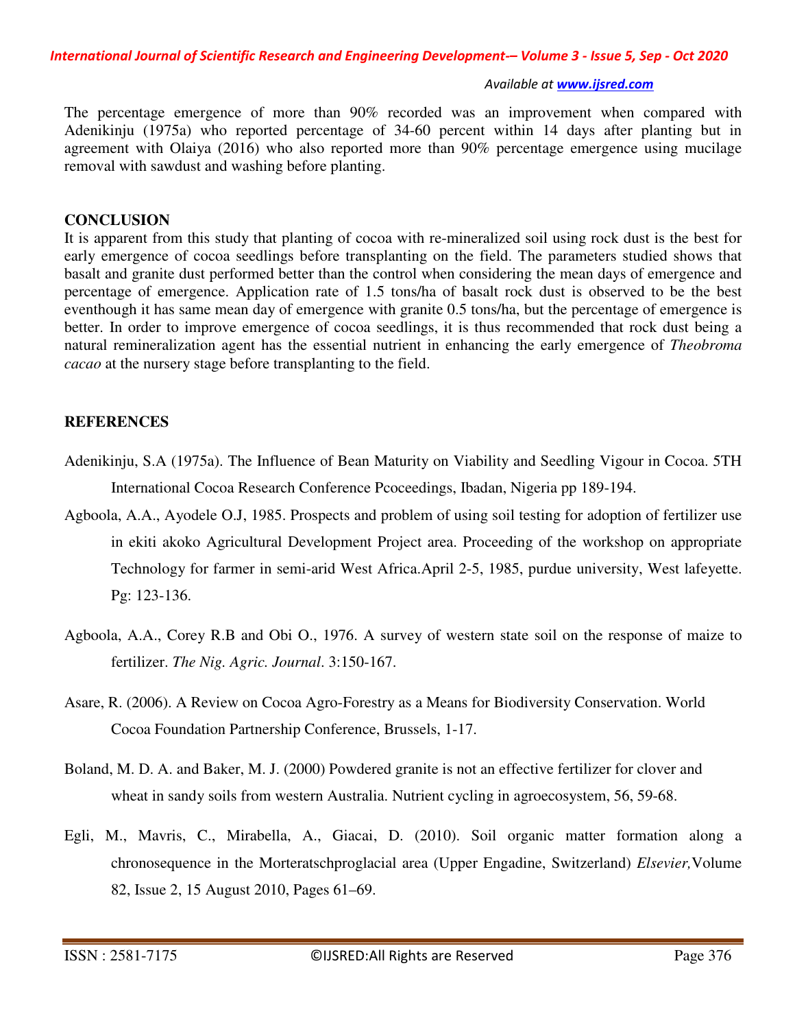The percentage emergence of more than 90% recorded was an improvement when compared with Adenikinju (1975a) who reported percentage of 34-60 percent within 14 days after planting but in agreement with Olaiya (2016) who also reported more than 90% percentage emergence using mucilage removal with sawdust and washing before planting.

## CONCLUSION

It is apparent from this study that planting of cocoa with re-mineralized soil using rock dust is the best for early emergence of cocoa seedlings before transplanting on the field. The parameters studied shows that basalt and granite dust performed better than the control when considering the mean days of emergence and percentage of emergence. Application rate of 1.5 tons/ha of basalt rock dust is observed to be the best eventhough it has same mean day of emergence with granite 0.5 tons/ha, but the percentage of emergence is better. In order to improve emergence of cocoa seedlings, it is thus recommended that rock dust being a natural remineralization agent has the essential nutrient in enhancing the early emergence of *Theobroma cacao* at the nursery stage before transplanting to the field.

## REFERENCES

Adenikinju, S.A (1975a). The Influence of Bean Maturity on Viability and Seedling Vigour in Cocoa. 5TH International Cocoa Research Conference Pcoceedings, Ibadan, Nigeria pp 189-194.

Agboola, A.A., Ayodele O.J, 1985. Prospects and problem of using soil testing for adoption of fertilizer use in ekiti akoko Agricultural Development Project area. Proceeding of the workshop on appropriate Technology for farmer in semi-arid West Africa.April 2-5, 1985, purdue university, West lafeyette. Pg: 123-136.

Agboola, A.A., Corey R.B and Obi O., 1976. A survey of western state soil on the response of maize to fertilizer. *The Nig. Agric. Journal*. 3:150-167.

Asare, R. (2006). A Review on Cocoa Agro-Forestry as a Means for Biodiversity Conservation. World Cocoa Foundation Partnership Conference, Brussels, 1-17.

Boland, M. D. A. and Baker, M. J. (2000) Powdered granite is not an effective fertilizer for clover and wheat in sandy soils from western Australia. Nutrient cycling in agroecosystem, 56, 59-68.

Egli, M., Mavris, C., Mirabella, A., Giacai, D. (2010). Soil organic matter formation along a chronosequence in the Morteratschproglacial area (Upper Engadine, Switzerland) *Elsevier,*Volume 82, Issue 2, 15 August 2010, Pages 61–69.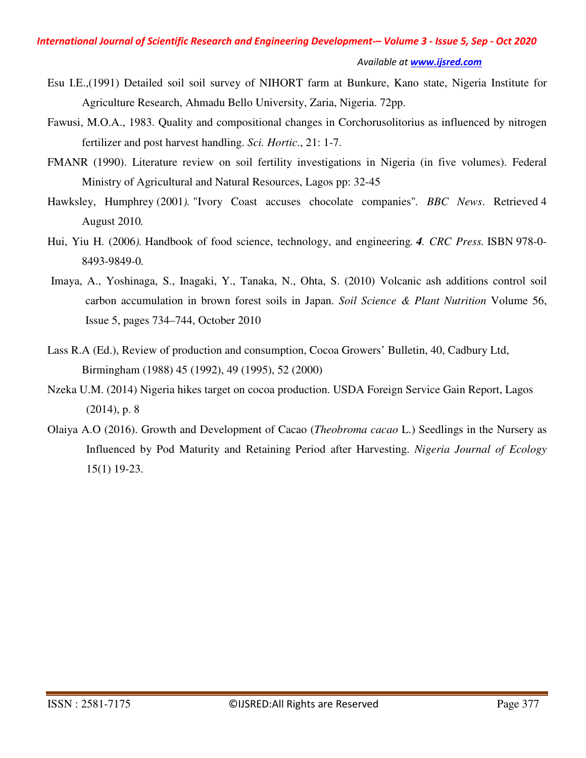Esu I.E.,(1991) Detailed soil soil survey of NIHORT farm at Bunkure, Kano state, Nigeria Institute for Agriculture Research, Ahmadu Bello University, Zaria, Nigeria. 72pp.

Fawusi, M.O.A., 1983. Quality and compositional changes in Corchorusolitorius as influenced by nitrogen fertilizer and post harvest handling. *Sci. Hortic*., 21: 1-7.

FMANR (1990). Literature review on soil fertility investigations in Nigeria (in five volumes). Federal Ministry of Agricultural and Natural Resources, Lagos pp: 32-45

Hawksley, Humphrey (2001*)*. "Ivory Coast accuses chocolate companies". *BBC News*. Retrieved 4 August 2010*.*

Hui, Yiu H. (2006*)*. Handbook of food science, technology, and engineering*. **4**. CRC Press.* ISBN 978-0-8493-9849-0*.*

Imaya, A., Yoshinaga, S., Inagaki, Y., Tanaka, N., Ohta, S. (2010) Volcanic ash additions control soil carbon accumulation in brown forest soils in Japan. *Soil Science & Plant Nutrition* Volume 56, Issue 5, pages 734–744, October 2010

Lass R.A (Ed.), Review of production and consumption, Cocoa Growers' Bulletin, 40, Cadbury Ltd, Birmingham (1988) 45 (1992), 49 (1995), 52 (2000)

Nzeka U.M. (2014) Nigeria hikes target on cocoa production. USDA Foreign Service Gain Report, Lagos (2014), p. 8

Olaiya A.O (2016). Growth and Development of Cacao (*Theobroma cacao* L.) Seedlings in the Nursery as Influenced by Pod Maturity and Retaining Period after Harvesting. *Nigeria Journal of Ecology* 15(1) 19-23.